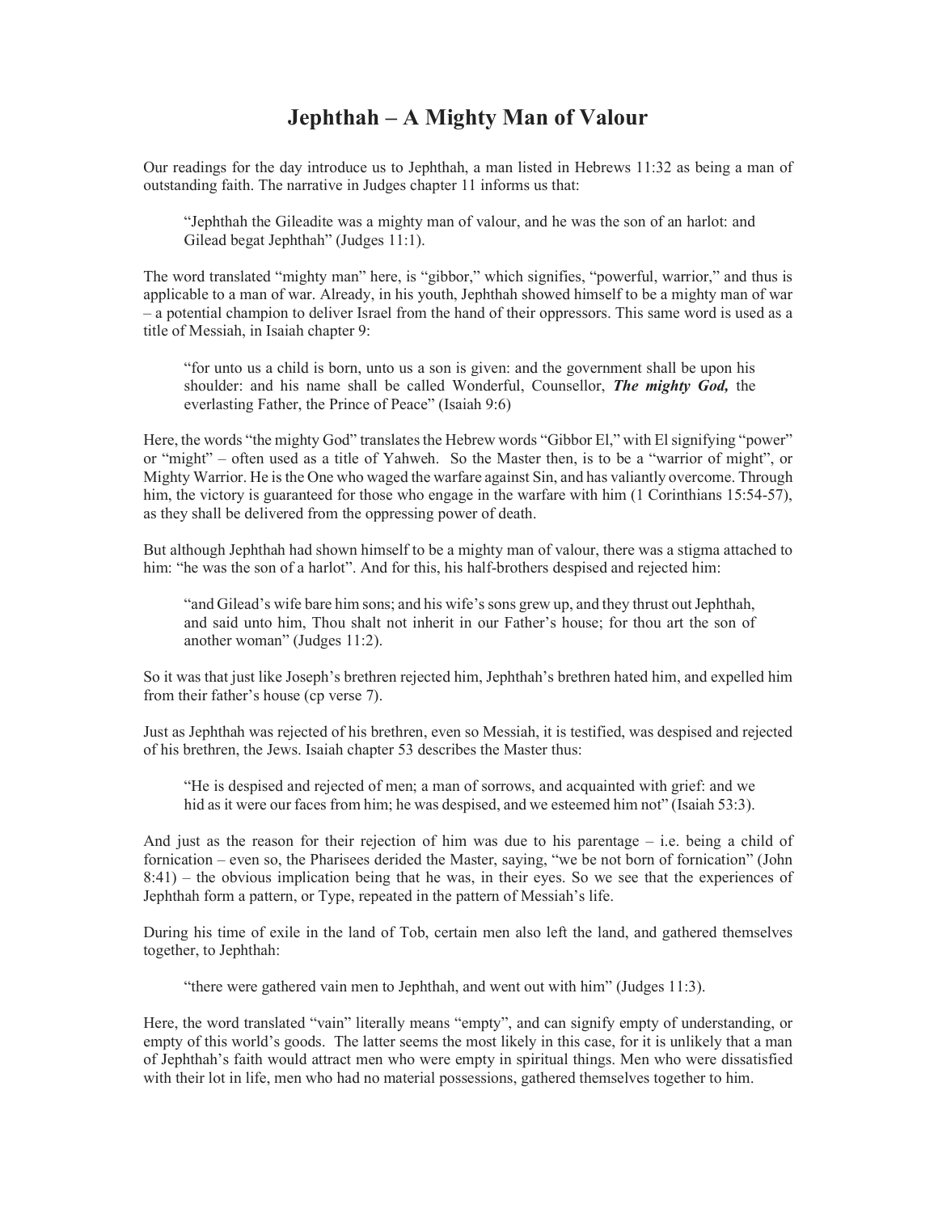# Jephthah – A Mighty Man of Valour

Our readings for the day introduce us to Jephthah, a man listed in Hebrews 11:32 as being a man of outstanding faith. The narrative in Judges chapter 11 informs us that:

> "Jephthah the Gileadite was a mighty man of valour, and he was the son of an harlot: and Gilead begat Jephthah" (Judges 11:1).

The word translated "mighty man" here, is "gibbor," which signifies, "powerful, warrior," and thus is applicable to a man of war. Already, in his youth, Jephthah showed himself to be a mighty man of war – a potential champion to deliver Israel from the hand of their oppressors. This same word is used as a title of Messiah, in Isaiah chapter 9:

> "for unto us a child is born, unto us a son is given: and the government shall be upon his shoulder: and his name shall be called Wonderful, Counsellor, ***The mighty God,*** the everlasting Father, the Prince of Peace" (Isaiah 9:6)

Here, the words "the mighty God" translates the Hebrew words "Gibbor El," with El signifying "power" or "might" – often used as a title of Yahweh. So the Master then, is to be a "warrior of might", or Mighty Warrior. He is the One who waged the warfare against Sin, and has valiantly overcome. Through him, the victory is guaranteed for those who engage in the warfare with him (1 Corinthians 15:54-57), as they shall be delivered from the oppressing power of death.

But although Jephthah had shown himself to be a mighty man of valour, there was a stigma attached to him: "he was the son of a harlot". And for this, his half-brothers despised and rejected him:

> "and Gilead's wife bare him sons; and his wife's sons grew up, and they thrust out Jephthah, and said unto him, Thou shalt not inherit in our Father's house; for thou art the son of another woman" (Judges 11:2).

So it was that just like Joseph's brethren rejected him, Jephthah's brethren hated him, and expelled him from their father's house (cp verse 7).

Just as Jephthah was rejected of his brethren, even so Messiah, it is testified, was despised and rejected of his brethren, the Jews. Isaiah chapter 53 describes the Master thus:

> "He is despised and rejected of men; a man of sorrows, and acquainted with grief: and we hid as it were our faces from him; he was despised, and we esteemed him not" (Isaiah 53:3).

And just as the reason for their rejection of him was due to his parentage – i.e. being a child of fornication – even so, the Pharisees derided the Master, saying, "we be not born of fornication" (John 8:41) – the obvious implication being that he was, in their eyes. So we see that the experiences of Jephthah form a pattern, or Type, repeated in the pattern of Messiah's life.

During his time of exile in the land of Tob, certain men also left the land, and gathered themselves together, to Jephthah:

> "there were gathered vain men to Jephthah, and went out with him" (Judges 11:3).

Here, the word translated "vain" literally means "empty", and can signify empty of understanding, or empty of this world's goods. The latter seems the most likely in this case, for it is unlikely that a man of Jephthah's faith would attract men who were empty in spiritual things. Men who were dissatisfied with their lot in life, men who had no material possessions, gathered themselves together to him.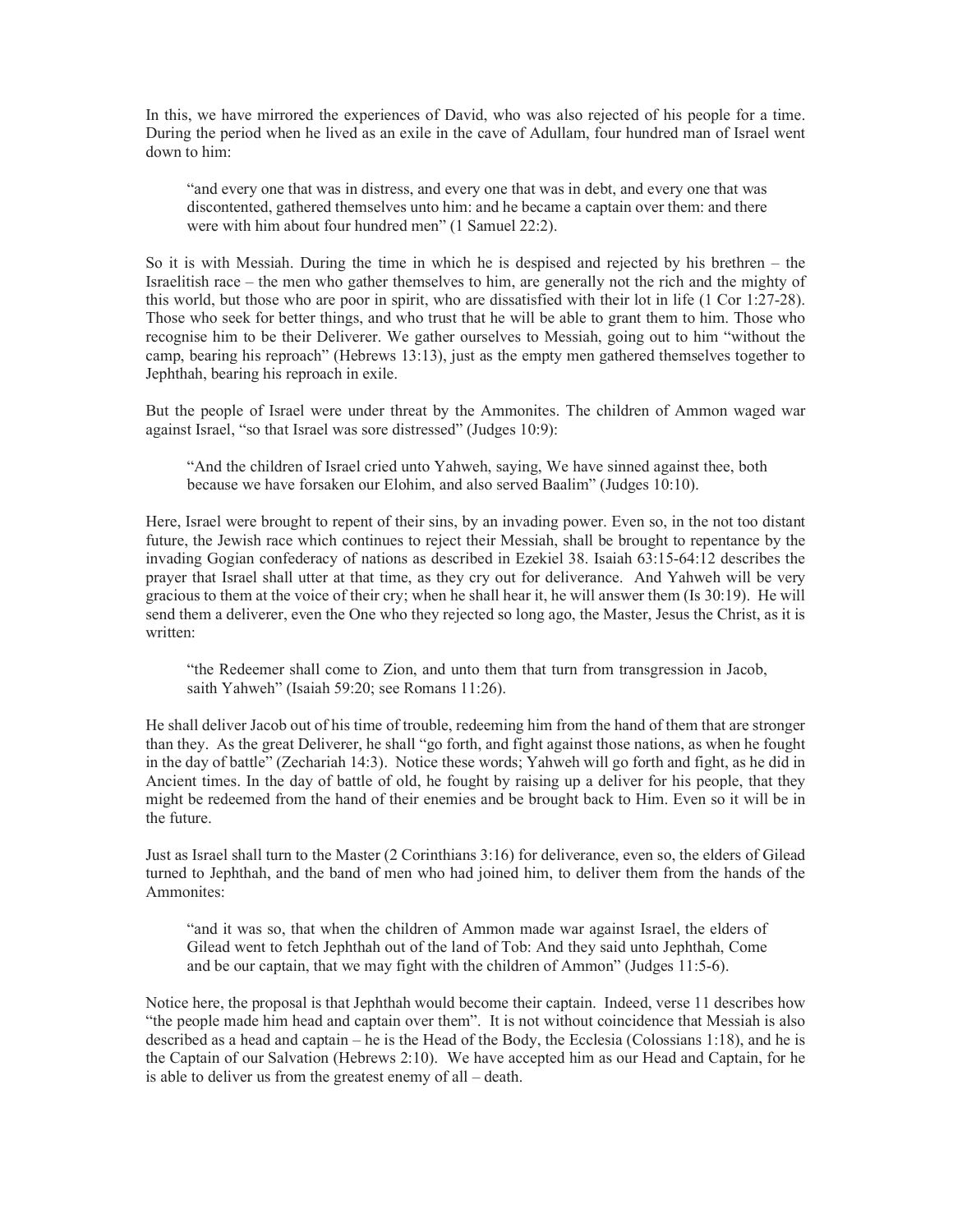In this, we have mirrored the experiences of David, who was also rejected of his people for a time. During the period when he lived as an exile in the cave of Adullam, four hundred man of Israel went down to him:

> "and every one that was in distress, and every one that was in debt, and every one that was discontented, gathered themselves unto him: and he became a captain over them: and there were with him about four hundred men" (1 Samuel 22:2).

So it is with Messiah. During the time in which he is despised and rejected by his brethren – the Israelitish race – the men who gather themselves to him, are generally not the rich and the mighty of this world, but those who are poor in spirit, who are dissatisfied with their lot in life (1 Cor 1:27-28). Those who seek for better things, and who trust that he will be able to grant them to him. Those who recognise him to be their Deliverer. We gather ourselves to Messiah, going out to him "without the camp, bearing his reproach" (Hebrews 13:13), just as the empty men gathered themselves together to Jephthah, bearing his reproach in exile.

But the people of Israel were under threat by the Ammonites. The children of Ammon waged war against Israel, "so that Israel was sore distressed" (Judges 10:9):

> "And the children of Israel cried unto Yahweh, saying, We have sinned against thee, both because we have forsaken our Elohim, and also served Baalim" (Judges 10:10).

Here, Israel were brought to repent of their sins, by an invading power. Even so, in the not too distant future, the Jewish race which continues to reject their Messiah, shall be brought to repentance by the invading Gogian confederacy of nations as described in Ezekiel 38. Isaiah 63:15-64:12 describes the prayer that Israel shall utter at that time, as they cry out for deliverance. And Yahweh will be very gracious to them at the voice of their cry; when he shall hear it, he will answer them (Is 30:19). He will send them a deliverer, even the One who they rejected so long ago, the Master, Jesus the Christ, as it is written:

> "the Redeemer shall come to Zion, and unto them that turn from transgression in Jacob, saith Yahweh" (Isaiah 59:20; see Romans 11:26).

He shall deliver Jacob out of his time of trouble, redeeming him from the hand of them that are stronger than they. As the great Deliverer, he shall "go forth, and fight against those nations, as when he fought in the day of battle" (Zechariah 14:3). Notice these words; Yahweh will go forth and fight, as he did in Ancient times. In the day of battle of old, he fought by raising up a deliver for his people, that they might be redeemed from the hand of their enemies and be brought back to Him. Even so it will be in the future.

Just as Israel shall turn to the Master (2 Corinthians 3:16) for deliverance, even so, the elders of Gilead turned to Jephthah, and the band of men who had joined him, to deliver them from the hands of the Ammonites:

> "and it was so, that when the children of Ammon made war against Israel, the elders of Gilead went to fetch Jephthah out of the land of Tob: And they said unto Jephthah, Come and be our captain, that we may fight with the children of Ammon" (Judges 11:5-6).

Notice here, the proposal is that Jephthah would become their captain. Indeed, verse 11 describes how "the people made him head and captain over them". It is not without coincidence that Messiah is also described as a head and captain – he is the Head of the Body, the Ecclesia (Colossians 1:18), and he is the Captain of our Salvation (Hebrews 2:10). We have accepted him as our Head and Captain, for he is able to deliver us from the greatest enemy of all – death.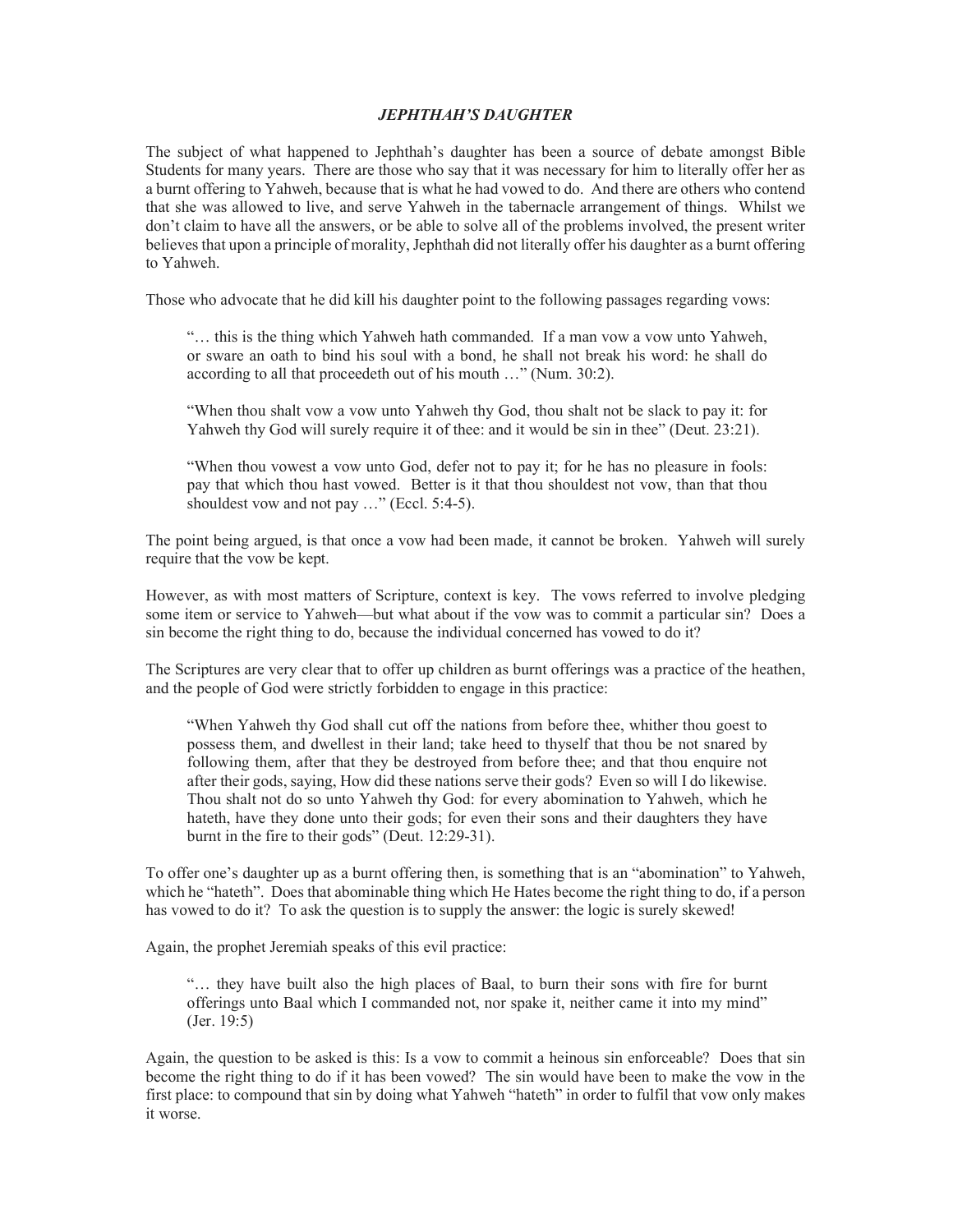### *JEPHTHAH'S DAUGHTER*

The subject of what happened to Jephthah's daughter has been a source of debate amongst Bible Students for many years. There are those who say that it was necessary for him to literally offer her as a burnt offering to Yahweh, because that is what he had vowed to do. And there are others who contend that she was allowed to live, and serve Yahweh in the tabernacle arrangement of things. Whilst we don't claim to have all the answers, or be able to solve all of the problems involved, the present writer believes that upon a principle of morality, Jephthah did not literally offer his daughter as a burnt offering to Yahweh.

Those who advocate that he did kill his daughter point to the following passages regarding vows:

> "… this is the thing which Yahweh hath commanded. If a man vow a vow unto Yahweh, or sware an oath to bind his soul with a bond, he shall not break his word: he shall do according to all that proceedeth out of his mouth …" (Num. 30:2).
>
> "When thou shalt vow a vow unto Yahweh thy God, thou shalt not be slack to pay it: for Yahweh thy God will surely require it of thee: and it would be sin in thee" (Deut. 23:21).
>
> "When thou vowest a vow unto God, defer not to pay it; for he has no pleasure in fools: pay that which thou hast vowed. Better is it that thou shouldest not vow, than that thou shouldest vow and not pay …" (Eccl. 5:4-5).

The point being argued, is that once a vow had been made, it cannot be broken. Yahweh will surely require that the vow be kept.

However, as with most matters of Scripture, context is key. The vows referred to involve pledging some item or service to Yahweh—but what about if the vow was to commit a particular sin? Does a sin become the right thing to do, because the individual concerned has vowed to do it?

The Scriptures are very clear that to offer up children as burnt offerings was a practice of the heathen, and the people of God were strictly forbidden to engage in this practice:

> "When Yahweh thy God shall cut off the nations from before thee, whither thou goest to possess them, and dwellest in their land; take heed to thyself that thou be not snared by following them, after that they be destroyed from before thee; and that thou enquire not after their gods, saying, How did these nations serve their gods? Even so will I do likewise. Thou shalt not do so unto Yahweh thy God: for every abomination to Yahweh, which he hateth, have they done unto their gods; for even their sons and their daughters they have burnt in the fire to their gods" (Deut. 12:29-31).

To offer one's daughter up as a burnt offering then, is something that is an "abomination" to Yahweh, which he "hateth". Does that abominable thing which He Hates become the right thing to do, if a person has vowed to do it? To ask the question is to supply the answer: the logic is surely skewed!

Again, the prophet Jeremiah speaks of this evil practice:

> "… they have built also the high places of Baal, to burn their sons with fire for burnt offerings unto Baal which I commanded not, nor spake it, neither came it into my mind" (Jer. 19:5)

Again, the question to be asked is this: Is a vow to commit a heinous sin enforceable? Does that sin become the right thing to do if it has been vowed? The sin would have been to make the vow in the first place: to compound that sin by doing what Yahweh "hateth" in order to fulfil that vow only makes it worse.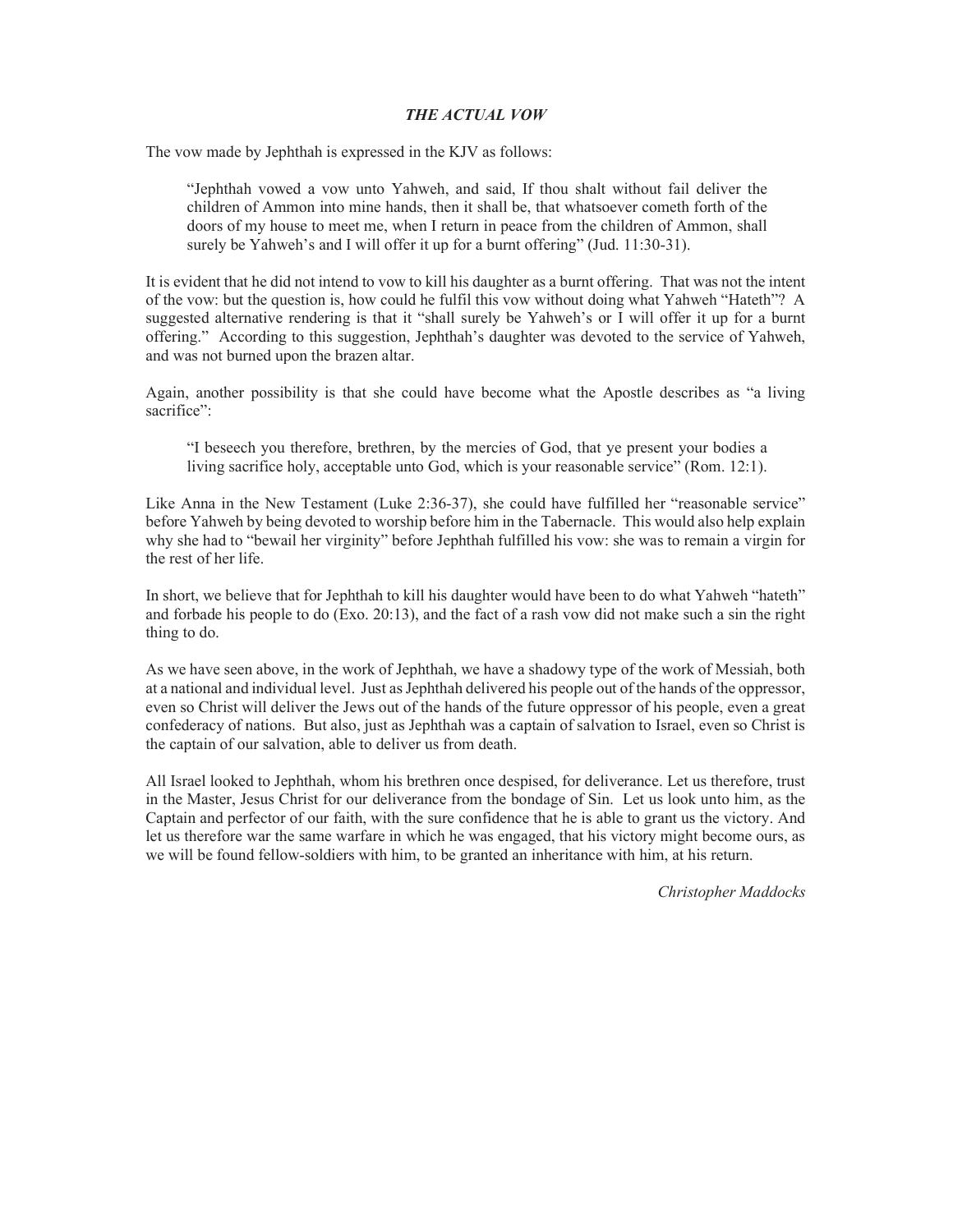### *THE ACTUAL VOW*

The vow made by Jephthah is expressed in the KJV as follows:

> "Jephthah vowed a vow unto Yahweh, and said, If thou shalt without fail deliver the children of Ammon into mine hands, then it shall be, that whatsoever cometh forth of the doors of my house to meet me, when I return in peace from the children of Ammon, shall surely be Yahweh's and I will offer it up for a burnt offering" (Jud. 11:30-31).

It is evident that he did not intend to vow to kill his daughter as a burnt offering. That was not the intent of the vow: but the question is, how could he fulfil this vow without doing what Yahweh "Hateth"? A suggested alternative rendering is that it "shall surely be Yahweh's or I will offer it up for a burnt offering." According to this suggestion, Jephthah's daughter was devoted to the service of Yahweh, and was not burned upon the brazen altar.

Again, another possibility is that she could have become what the Apostle describes as "a living sacrifice":

> "I beseech you therefore, brethren, by the mercies of God, that ye present your bodies a living sacrifice holy, acceptable unto God, which is your reasonable service" (Rom. 12:1).

Like Anna in the New Testament (Luke 2:36-37), she could have fulfilled her "reasonable service" before Yahweh by being devoted to worship before him in the Tabernacle. This would also help explain why she had to "bewail her virginity" before Jephthah fulfilled his vow: she was to remain a virgin for the rest of her life.

In short, we believe that for Jephthah to kill his daughter would have been to do what Yahweh "hateth" and forbade his people to do (Exo. 20:13), and the fact of a rash vow did not make such a sin the right thing to do.

As we have seen above, in the work of Jephthah, we have a shadowy type of the work of Messiah, both at a national and individual level. Just as Jephthah delivered his people out of the hands of the oppressor, even so Christ will deliver the Jews out of the hands of the future oppressor of his people, even a great confederacy of nations. But also, just as Jephthah was a captain of salvation to Israel, even so Christ is the captain of our salvation, able to deliver us from death.

All Israel looked to Jephthah, whom his brethren once despised, for deliverance. Let us therefore, trust in the Master, Jesus Christ for our deliverance from the bondage of Sin. Let us look unto him, as the Captain and perfector of our faith, with the sure confidence that he is able to grant us the victory. And let us therefore war the same warfare in which he was engaged, that his victory might become ours, as we will be found fellow-soldiers with him, to be granted an inheritance with him, at his return.

*Christopher Maddocks*